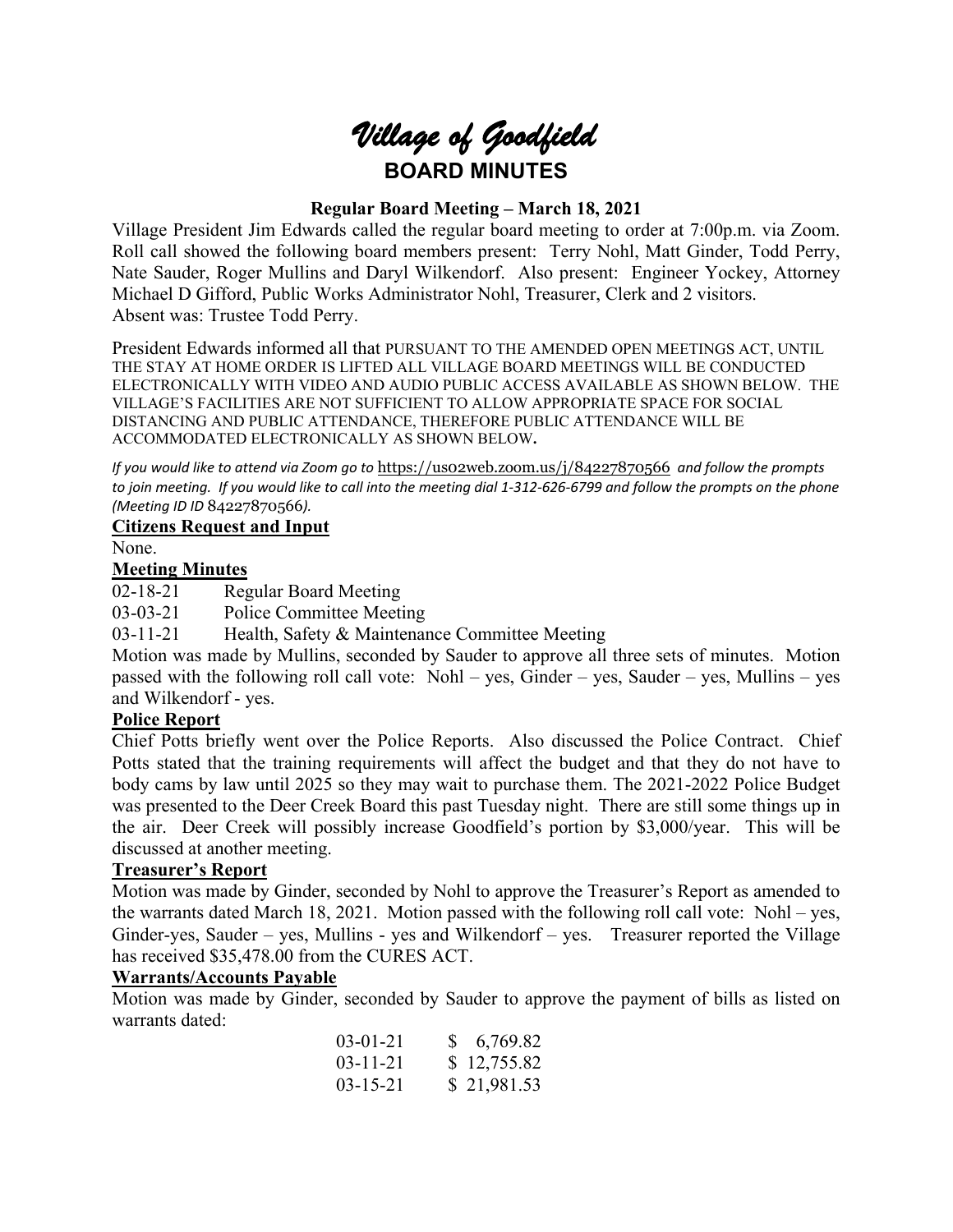# *Village of Goodfield*

## BOARD MINUTES

### Regular Board Meeting – March 18, 2021

Village President Jim Edwards called the regular board meeting to order at 7:00p.m. via Zoom. Roll call showed the following board members present: Terry Nohl, Matt Ginder, Todd Perry, Nate Sauder, Roger Mullins and Daryl Wilkendorf. Also present: Engineer Yockey, Attorney Michael D Gifford, Public Works Administrator Nohl, Treasurer, Clerk and 2 visitors. Absent was: Trustee Todd Perry.

President Edwards informed all that PURSUANT TO THE AMENDED OPEN MEETINGS ACT, UNTIL THE STAY AT HOME ORDER IS LIFTED ALL VILLAGE BOARD MEETINGS WILL BE CONDUCTED ELECTRONICALLY WITH VIDEO AND AUDIO PUBLIC ACCESS AVAILABLE AS SHOWN BELOW. THE VILLAGE'S FACILITIES ARE NOT SUFFICIENT TO ALLOW APPROPRIATE SPACE FOR SOCIAL DISTANCING AND PUBLIC ATTENDANCE, THEREFORE PUBLIC ATTENDANCE WILL BE ACCOMMODATED ELECTRONICALLY AS SHOWN BELOW.

*If you would like to attend via Zoom go to* https://us02web.zoom.us/j/84227870566 *and follow the prompts to join meeting. If you would like to call into the meeting dial 1-312-626-6799 and follow the prompts on the phone (Meeting ID ID* 84227870566*).*

**Citizens Request and Input**

None.

**Meeting Minutes**

02-18-21 Regular Board Meeting

03-03-21 Police Committee Meeting

03-11-21 Health, Safety & Maintenance Committee Meeting

Motion was made by Mullins, seconded by Sauder to approve all three sets of minutes. Motion passed with the following roll call vote: Nohl – yes, Ginder – yes, Sauder – yes, Mullins – yes and Wilkendorf - yes.

**Police Report**

Chief Potts briefly went over the Police Reports. Also discussed the Police Contract. Chief Potts stated that the training requirements will affect the budget and that they do not have to body cams by law until 2025 so they may wait to purchase them. The 2021-2022 Police Budget was presented to the Deer Creek Board this past Tuesday night. There are still some things up in the air. Deer Creek will possibly increase Goodfield's portion by $3,000/year. This will be discussed at another meeting.

**Treasurer's Report**

Motion was made by Ginder, seconded by Nohl to approve the Treasurer's Report as amended to the warrants dated March 18, 2021. Motion passed with the following roll call vote: Nohl – yes, Ginder-yes, Sauder – yes, Mullins - yes and Wilkendorf – yes. Treasurer reported the Village has received $35,478.00 from the CURES ACT.

**Warrants/Accounts Payable**

Motion was made by Ginder, seconded by Sauder to approve the payment of bills as listed on warrants dated:

| | |
|---|---|
| 03-01-21 | $ 6,769.82 |
| 03-11-21 | $ 12,755.82 |
| 03-15-21 | $ 21,981.53 |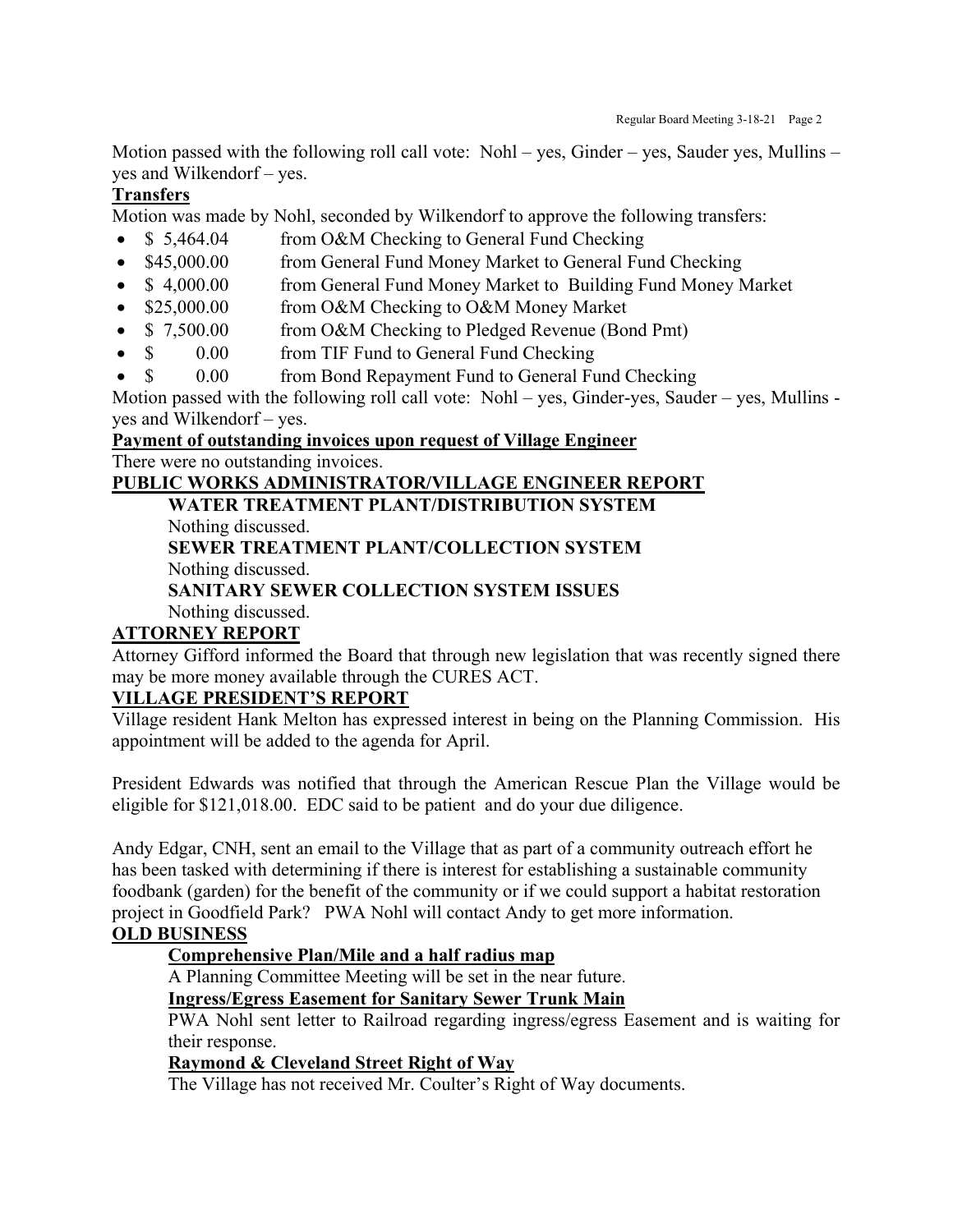Motion passed with the following roll call vote: Nohl – yes, Ginder – yes, Sauder yes, Mullins – yes and Wilkendorf – yes.

**Transfers**

Motion was made by Nohl, seconded by Wilkendorf to approve the following transfers:

- $ 5,464.04 from O&M Checking to General Fund Checking
- $45,000.00 from General Fund Money Market to General Fund Checking
- $ 4,000.00 from General Fund Money Market to Building Fund Money Market
- $25,000.00 from O&M Checking to O&M Money Market
- $ 7,500.00 from O&M Checking to Pledged Revenue (Bond Pmt)
- $ 0.00 from TIF Fund to General Fund Checking
- $ 0.00 from Bond Repayment Fund to General Fund Checking

Motion passed with the following roll call vote: Nohl – yes, Ginder-yes, Sauder – yes, Mullins - yes and Wilkendorf – yes.

**Payment of outstanding invoices upon request of Village Engineer**

There were no outstanding invoices.

**PUBLIC WORKS ADMINISTRATOR/VILLAGE ENGINEER REPORT**

**WATER TREATMENT PLANT/DISTRIBUTION SYSTEM**

Nothing discussed.

**SEWER TREATMENT PLANT/COLLECTION SYSTEM**

Nothing discussed.

**SANITARY SEWER COLLECTION SYSTEM ISSUES**

Nothing discussed.

**ATTORNEY REPORT**

Attorney Gifford informed the Board that through new legislation that was recently signed there may be more money available through the CURES ACT.

**VILLAGE PRESIDENT'S REPORT**

Village resident Hank Melton has expressed interest in being on the Planning Commission. His appointment will be added to the agenda for April.

President Edwards was notified that through the American Rescue Plan the Village would be eligible for $121,018.00. EDC said to be patient and do your due diligence.

Andy Edgar, CNH, sent an email to the Village that as part of a community outreach effort he has been tasked with determining if there is interest for establishing a sustainable community foodbank (garden) for the benefit of the community or if we could support a habitat restoration project in Goodfield Park? PWA Nohl will contact Andy to get more information.

**OLD BUSINESS**

**Comprehensive Plan/Mile and a half radius map**

A Planning Committee Meeting will be set in the near future.

**Ingress/Egress Easement for Sanitary Sewer Trunk Main**

PWA Nohl sent letter to Railroad regarding ingress/egress Easement and is waiting for their response.

**Raymond & Cleveland Street Right of Way**

The Village has not received Mr. Coulter's Right of Way documents.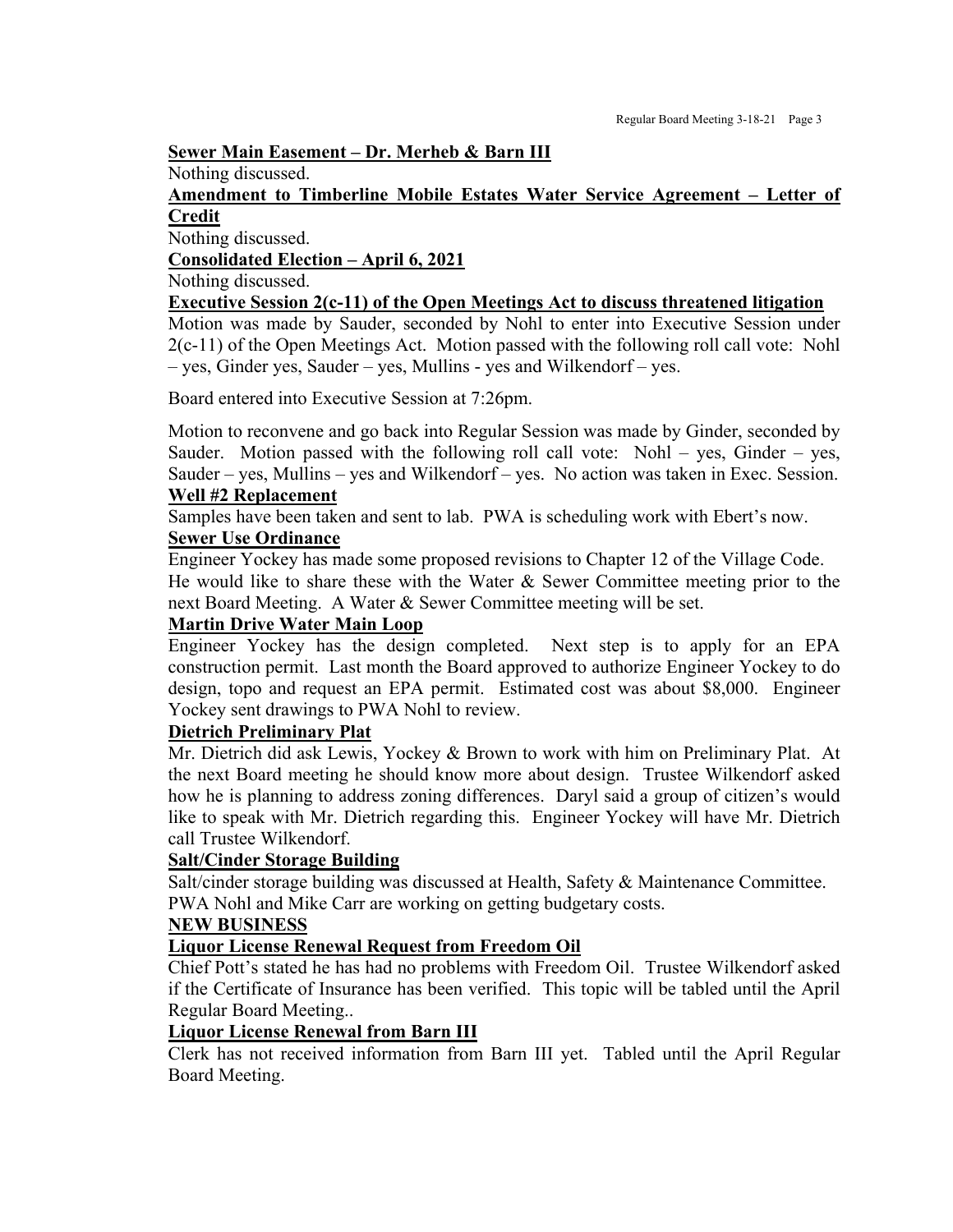**Sewer Main Easement – Dr. Merheb & Barn III**

Nothing discussed.

**Amendment to Timberline Mobile Estates Water Service Agreement – Letter of Credit**

Nothing discussed.

**Consolidated Election – April 6, 2021**

Nothing discussed.

**Executive Session 2(c-11) of the Open Meetings Act to discuss threatened litigation**

Motion was made by Sauder, seconded by Nohl to enter into Executive Session under 2(c-11) of the Open Meetings Act. Motion passed with the following roll call vote: Nohl – yes, Ginder yes, Sauder – yes, Mullins - yes and Wilkendorf – yes.

Board entered into Executive Session at 7:26pm.

Motion to reconvene and go back into Regular Session was made by Ginder, seconded by Sauder. Motion passed with the following roll call vote: Nohl – yes, Ginder – yes, Sauder – yes, Mullins – yes and Wilkendorf – yes. No action was taken in Exec. Session.

**Well #2 Replacement**

Samples have been taken and sent to lab. PWA is scheduling work with Ebert's now.

**Sewer Use Ordinance**

Engineer Yockey has made some proposed revisions to Chapter 12 of the Village Code. He would like to share these with the Water & Sewer Committee meeting prior to the next Board Meeting. A Water & Sewer Committee meeting will be set.

**Martin Drive Water Main Loop**

Engineer Yockey has the design completed. Next step is to apply for an EPA construction permit. Last month the Board approved to authorize Engineer Yockey to do design, topo and request an EPA permit. Estimated cost was about $8,000. Engineer Yockey sent drawings to PWA Nohl to review.

**Dietrich Preliminary Plat**

Mr. Dietrich did ask Lewis, Yockey & Brown to work with him on Preliminary Plat. At the next Board meeting he should know more about design. Trustee Wilkendorf asked how he is planning to address zoning differences. Daryl said a group of citizen's would like to speak with Mr. Dietrich regarding this. Engineer Yockey will have Mr. Dietrich call Trustee Wilkendorf.

**Salt/Cinder Storage Building**

Salt/cinder storage building was discussed at Health, Safety & Maintenance Committee. PWA Nohl and Mike Carr are working on getting budgetary costs.

**NEW BUSINESS**

**Liquor License Renewal Request from Freedom Oil**

Chief Pott's stated he has had no problems with Freedom Oil. Trustee Wilkendorf asked if the Certificate of Insurance has been verified. This topic will be tabled until the April Regular Board Meeting..

**Liquor License Renewal from Barn III**

Clerk has not received information from Barn III yet. Tabled until the April Regular Board Meeting.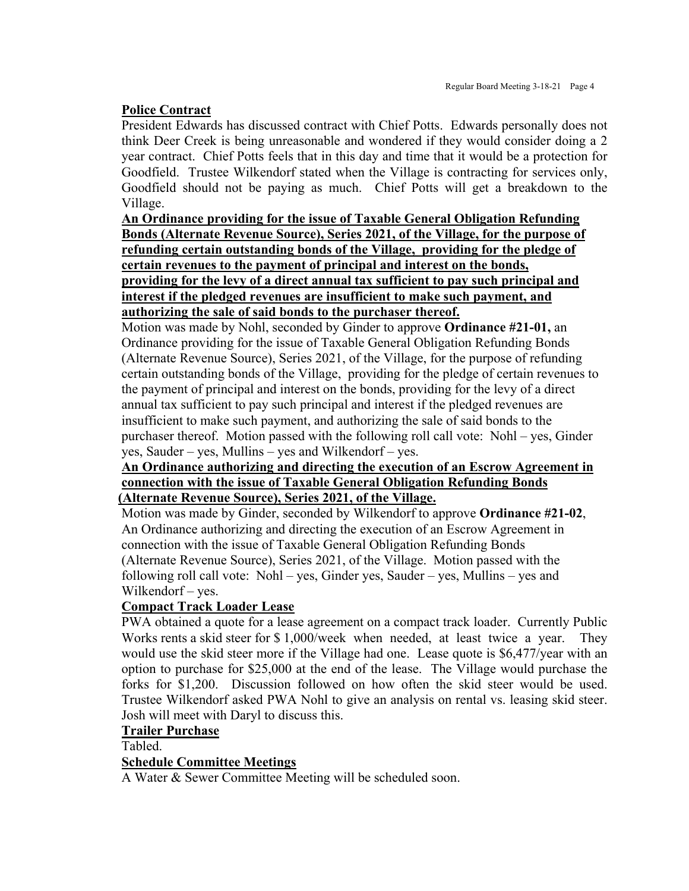**Police Contract**

President Edwards has discussed contract with Chief Potts. Edwards personally does not think Deer Creek is being unreasonable and wondered if they would consider doing a 2 year contract. Chief Potts feels that in this day and time that it would be a protection for Goodfield. Trustee Wilkendorf stated when the Village is contracting for services only, Goodfield should not be paying as much. Chief Potts will get a breakdown to the Village.

**An Ordinance providing for the issue of Taxable General Obligation Refunding Bonds (Alternate Revenue Source), Series 2021, of the Village, for the purpose of refunding certain outstanding bonds of the Village, providing for the pledge of certain revenues to the payment of principal and interest on the bonds, providing for the levy of a direct annual tax sufficient to pay such principal and interest if the pledged revenues are insufficient to make such payment, and authorizing the sale of said bonds to the purchaser thereof.**

Motion was made by Nohl, seconded by Ginder to approve **Ordinance #21-01,** an Ordinance providing for the issue of Taxable General Obligation Refunding Bonds (Alternate Revenue Source), Series 2021, of the Village, for the purpose of refunding certain outstanding bonds of the Village, providing for the pledge of certain revenues to the payment of principal and interest on the bonds, providing for the levy of a direct annual tax sufficient to pay such principal and interest if the pledged revenues are insufficient to make such payment, and authorizing the sale of said bonds to the purchaser thereof. Motion passed with the following roll call vote: Nohl – yes, Ginder yes, Sauder – yes, Mullins – yes and Wilkendorf – yes.

**An Ordinance authorizing and directing the execution of an Escrow Agreement in connection with the issue of Taxable General Obligation Refunding Bonds (Alternate Revenue Source), Series 2021, of the Village.**

Motion was made by Ginder, seconded by Wilkendorf to approve **Ordinance #21-02**, An Ordinance authorizing and directing the execution of an Escrow Agreement in connection with the issue of Taxable General Obligation Refunding Bonds (Alternate Revenue Source), Series 2021, of the Village. Motion passed with the following roll call vote: Nohl – yes, Ginder yes, Sauder – yes, Mullins – yes and Wilkendorf – yes.

**Compact Track Loader Lease**

PWA obtained a quote for a lease agreement on a compact track loader. Currently Public Works rents a skid steer for $ 1,000/week when needed, at least twice a year. They would use the skid steer more if the Village had one. Lease quote is $6,477/year with an option to purchase for $25,000 at the end of the lease. The Village would purchase the forks for $1,200. Discussion followed on how often the skid steer would be used. Trustee Wilkendorf asked PWA Nohl to give an analysis on rental vs. leasing skid steer. Josh will meet with Daryl to discuss this.

**Trailer Purchase**

Tabled.

**Schedule Committee Meetings**

A Water & Sewer Committee Meeting will be scheduled soon.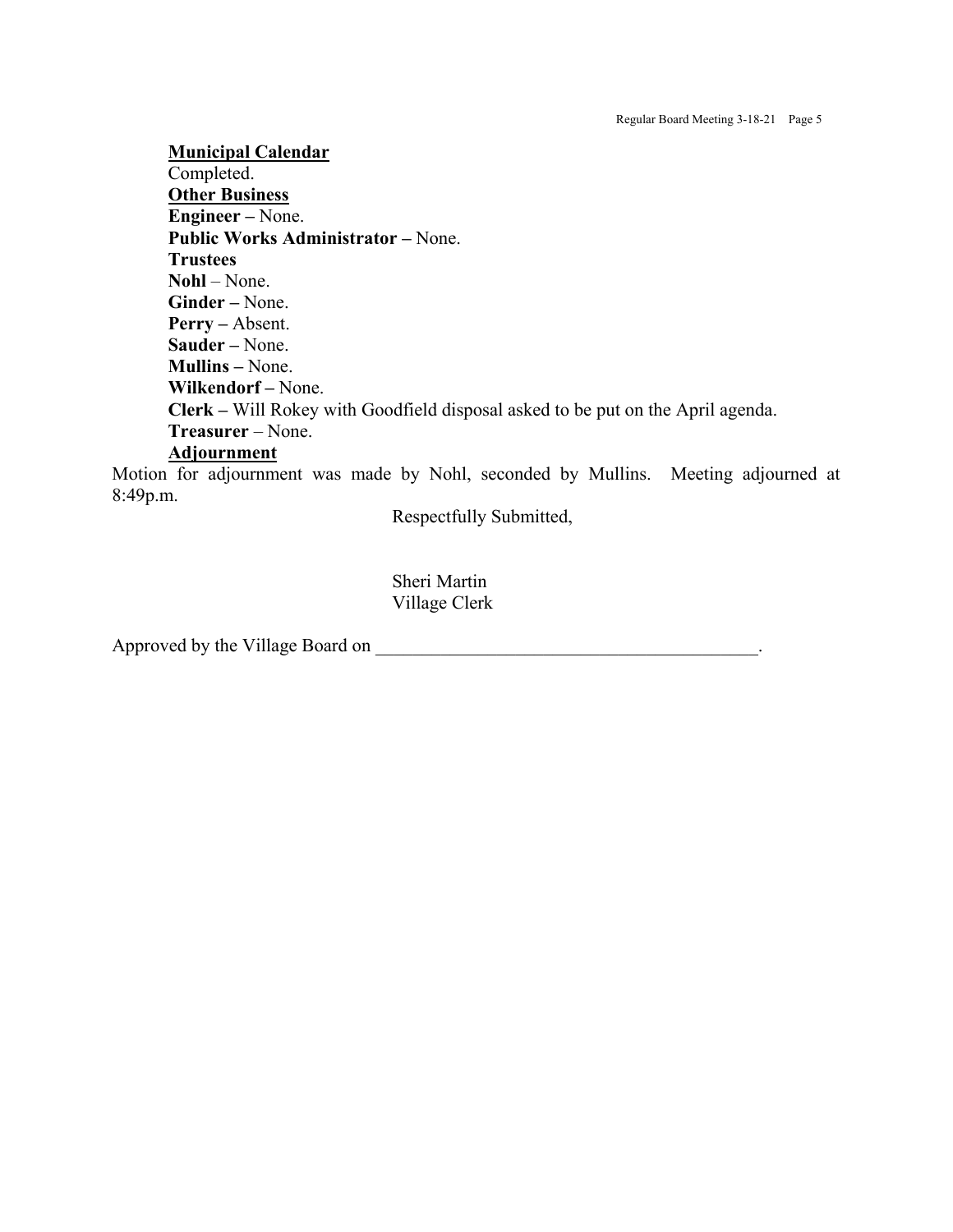**<u>Municipal Calendar</u>**

Completed.

**<u>Other Business</u>**

**Engineer –** None.

**Public Works Administrator –** None.

**Trustees**

**Nohl** – None.

**Ginder –** None.

**Perry –** Absent.

**Sauder –** None.

**Mullins –** None.

**Wilkendorf –** None.

**Clerk –** Will Rokey with Goodfield disposal asked to be put on the April agenda.

**Treasurer** – None.

**<u>Adjournment</u>**

Motion for adjournment was made by Nohl, seconded by Mullins. Meeting adjourned at 8:49p.m.

Respectfully Submitted,

Sheri Martin
Village Clerk

Approved by the Village Board on ________________________________________.